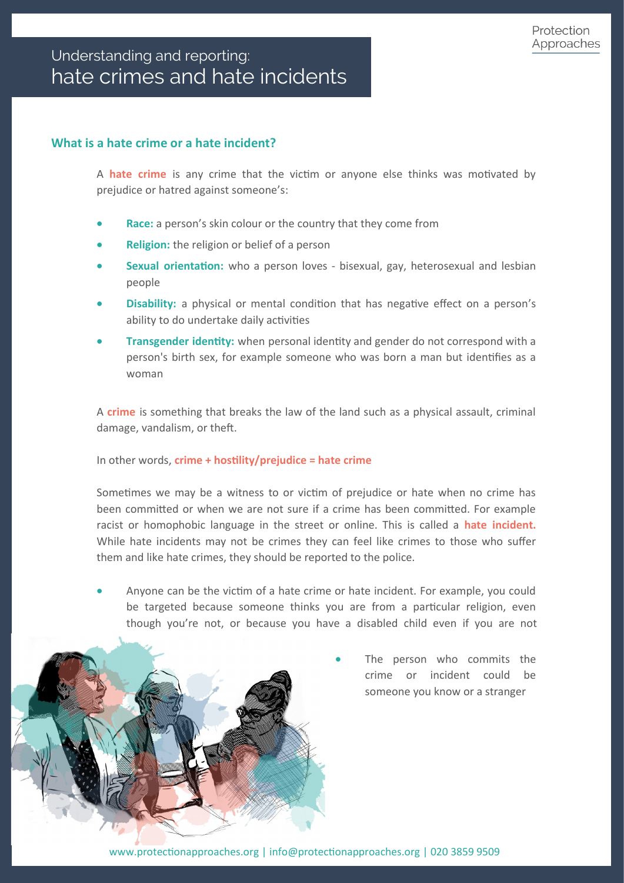# Understanding and reporting: hate crimes and hate incidents

## What is a hate crime or a hate incident?

A **hate crime** is any crime that the victim or anyone else thinks was motivated by prejudice or hatred against someone's:

- **Race:** a person's skin colour or the country that they come from
- **Religion:** the religion or belief of a person
- **Sexual orientation:** who a person loves - bisexual, gay, heterosexual and lesbian people
- **Disability:** a physical or mental condition that has negative effect on a person's ability to do undertake daily activities
- **Transgender identity:** when personal identity and gender do not correspond with a person's birth sex, for example someone who was born a man but identifies as a woman

A **crime** is something that breaks the law of the land such as a physical assault, criminal damage, vandalism, or theft.

In other words, **crime + hostility/prejudice = hate crime**

Sometimes we may be a witness to or victim of prejudice or hate when no crime has been committed or when we are not sure if a crime has been committed. For example racist or homophobic language in the street or online. This is called a **hate incident.** While hate incidents may not be crimes they can feel like crimes to those who suffer them and like hate crimes, they should be reported to the police.

- Anyone can be the victim of a hate crime or hate incident. For example, you could be targeted because someone thinks you are from a particular religion, even though you're not, or because you have a disabled child even if you are not
- The person who commits the crime or incident could be someone you know or a stranger

www.protectionapproaches.org | info@protectionapproaches.org | 020 3859 9509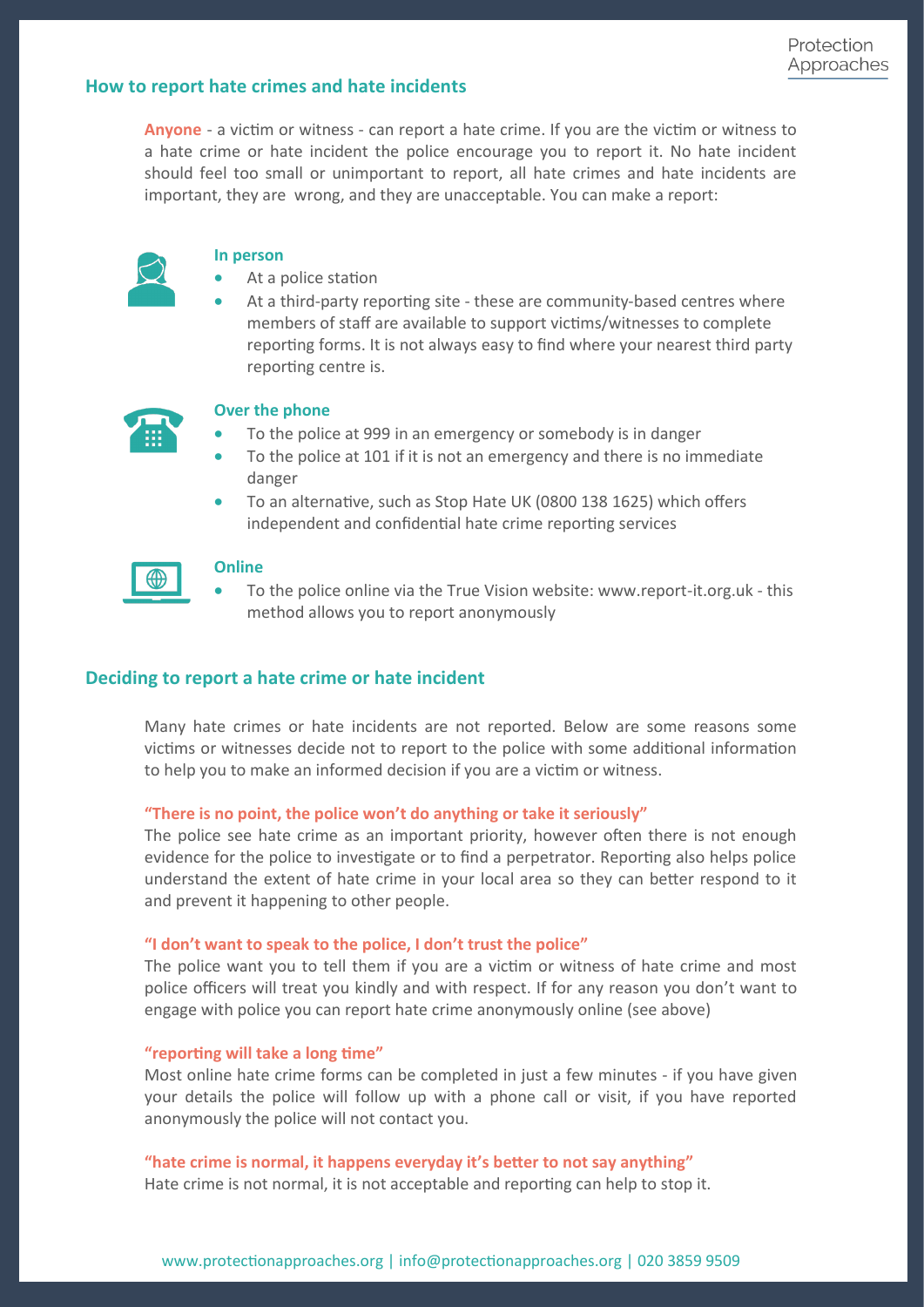## How to report hate crimes and hate incidents

**Anyone** - a victim or witness - can report a hate crime. If you are the victim or witness to a hate crime or hate incident the police encourage you to report it. No hate incident should feel too small or unimportant to report, all hate crimes and hate incidents are important, they are wrong, and they are unacceptable. You can make a report:

**In person**

- At a police station
- At a third-party reporting site - these are community-based centres where members of staff are available to support victims/witnesses to complete reporting forms. It is not always easy to find where your nearest third party reporting centre is.

**Over the phone**

- To the police at 999 in an emergency or somebody is in danger
- To the police at 101 if it is not an emergency and there is no immediate danger
- To an alternative, such as Stop Hate UK (0800 138 1625) which offers independent and confidential hate crime reporting services

**Online**

- To the police online via the True Vision website: www.report-it.org.uk - this method allows you to report anonymously

## Deciding to report a hate crime or hate incident

Many hate crimes or hate incidents are not reported. Below are some reasons some victims or witnesses decide not to report to the police with some additional information to help you to make an informed decision if you are a victim or witness.

**"There is no point, the police won't do anything or take it seriously"**

The police see hate crime as an important priority, however often there is not enough evidence for the police to investigate or to find a perpetrator. Reporting also helps police understand the extent of hate crime in your local area so they can better respond to it and prevent it happening to other people.

**"I don't want to speak to the police, I don't trust the police"**

The police want you to tell them if you are a victim or witness of hate crime and most police officers will treat you kindly and with respect. If for any reason you don't want to engage with police you can report hate crime anonymously online (see above)

**"reporting will take a long time"**

Most online hate crime forms can be completed in just a few minutes - if you have given your details the police will follow up with a phone call or visit, if you have reported anonymously the police will not contact you.

**"hate crime is normal, it happens everyday it's better to not say anything"**

Hate crime is not normal, it is not acceptable and reporting can help to stop it.